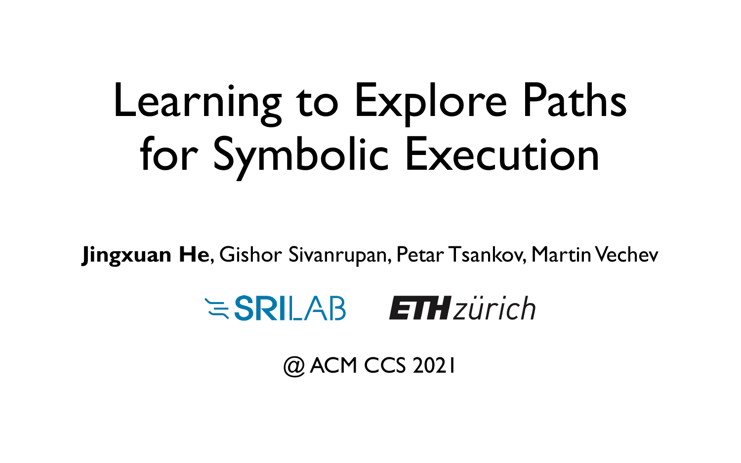# Learning to Explore Paths for Symbolic Execution

**Jingxuan He**, Gishor Sivanrupan, Petar Tsankov, Martin Vechev

SRILAB ETH zürich

@ ACM CCS 2021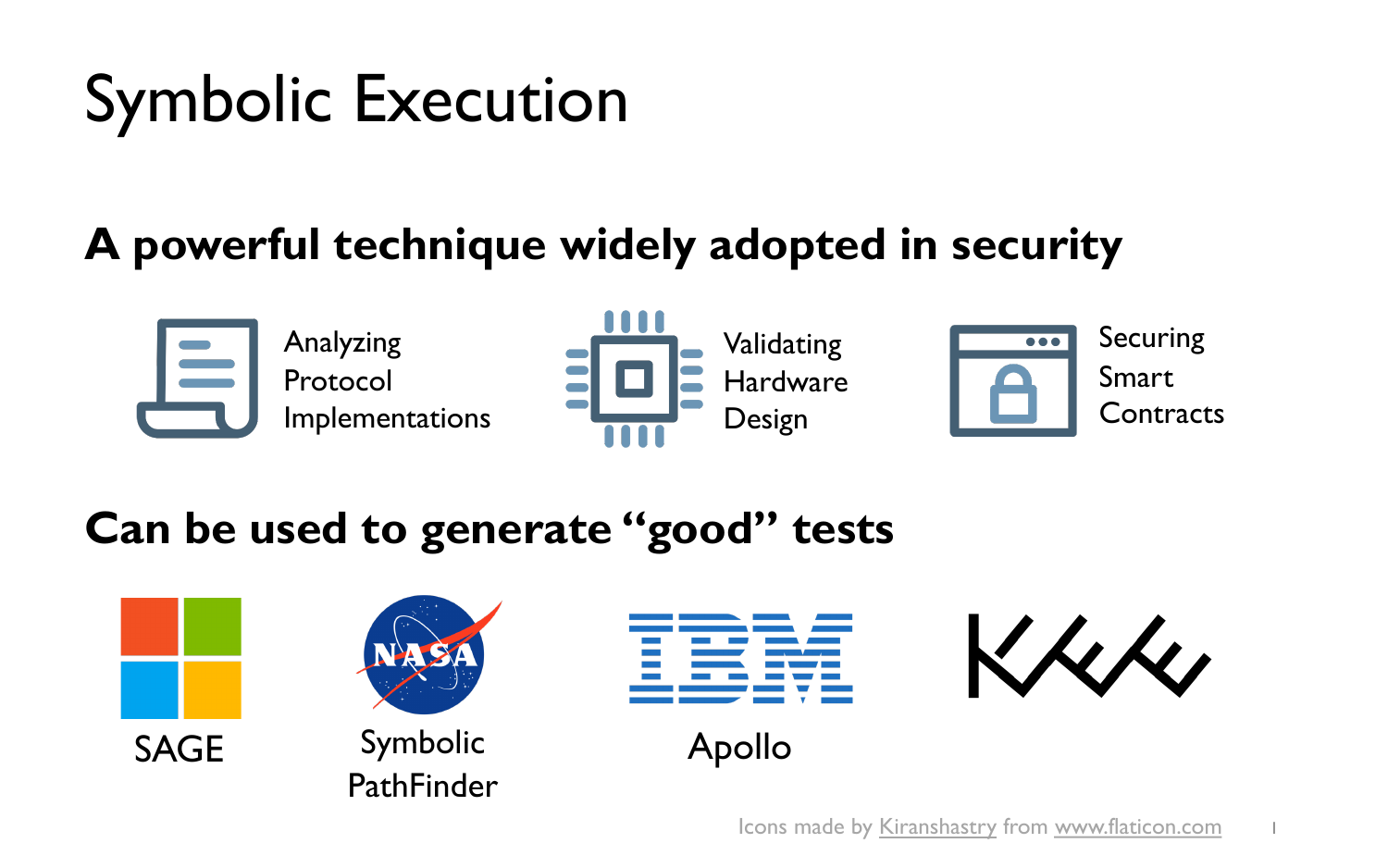# Symbolic Execution

## A powerful technique widely adopted in security

- Analyzing Protocol Implementations
- Validating Hardware Design
- Securing Smart Contracts

## Can be used to generate "good" tests

- SAGE
- Symbolic PathFinder
- Apollo

Icons made by Kiranshastry from www.flaticon.com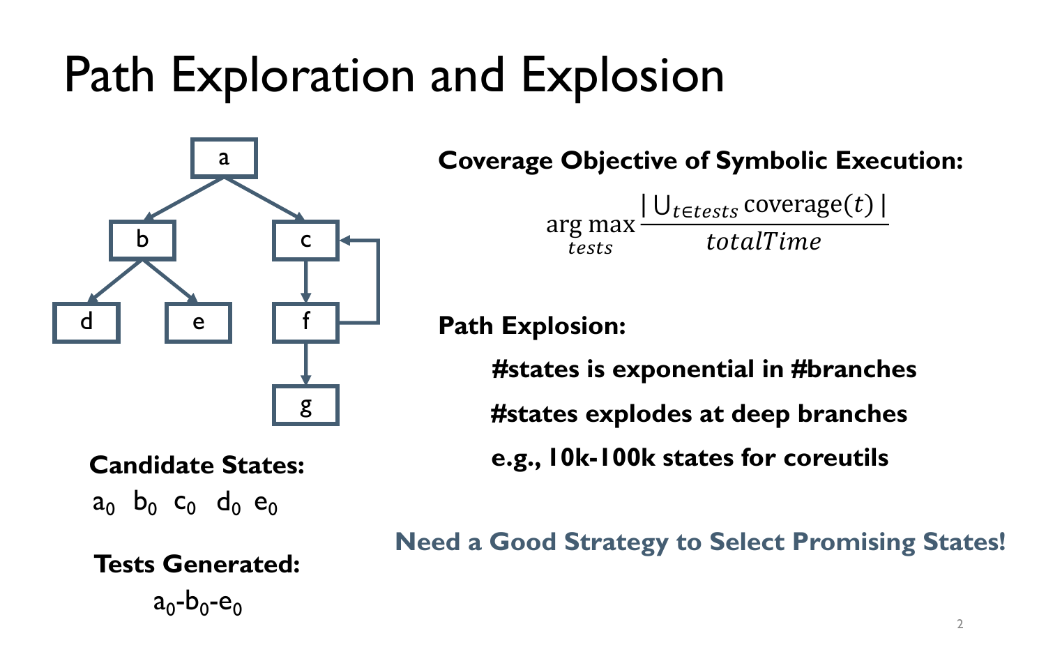# Path Exploration and Explosion

a, b, c, d, e, f, g

**Candidate States:**

$a_0$ $b_0$ $c_0$ $d_0$ $e_0$

**Tests Generated:**

$a_0$-$b_0$-$e_0$

**Coverage Objective of Symbolic Execution:**

$$\arg\max_{tests} \frac{|\bigcup_{t \in tests} \text{coverage}(t)|}{totalTime}$$

**Path Explosion:**

- **#states is exponential in #branches**
- **#states explodes at deep branches**
- **e.g., 10k-100k states for coreutils**

**Need a Good Strategy to Select Promising States!**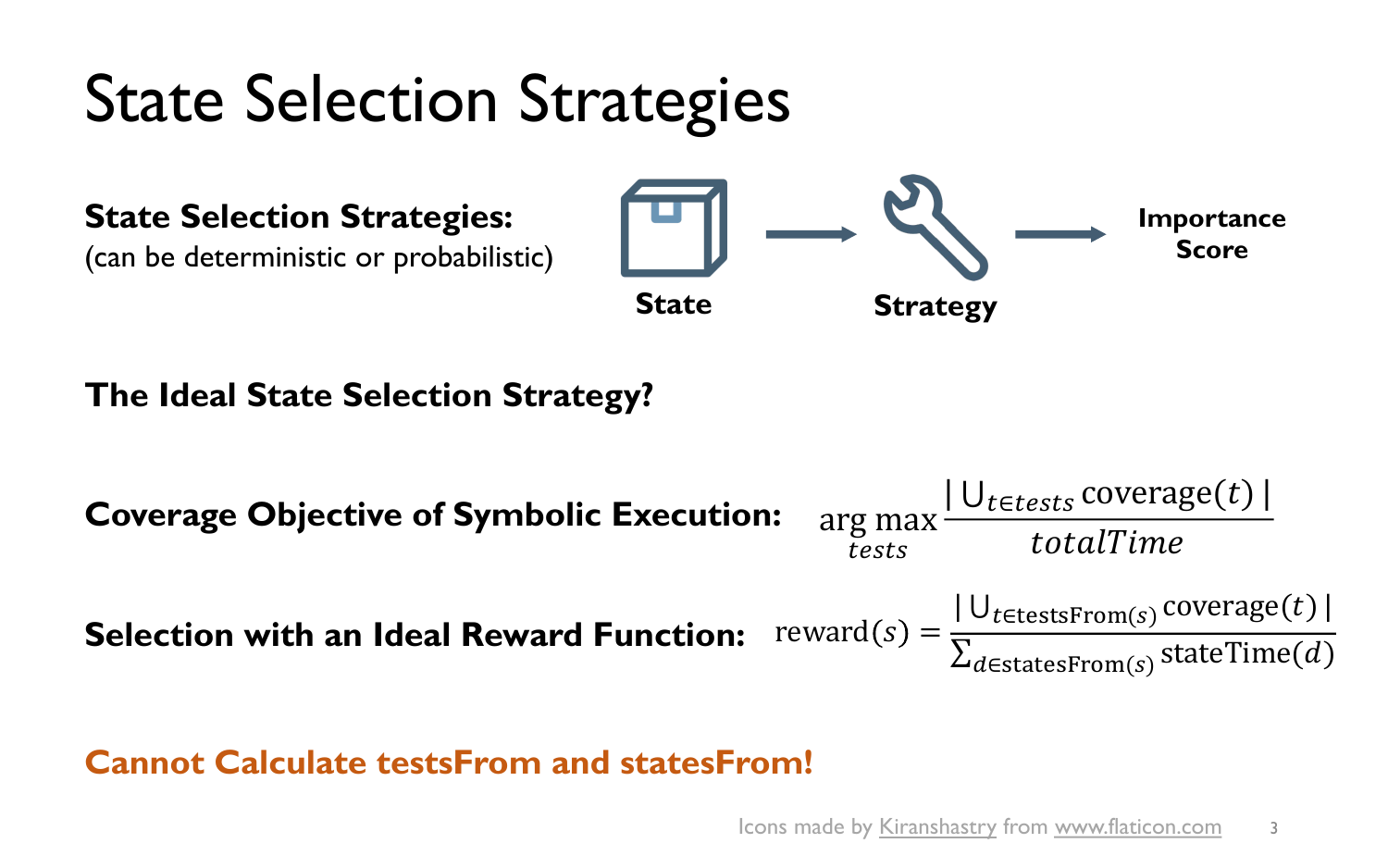# State Selection Strategies

**State Selection Strategies:**
(can be deterministic or probabilistic)

State → Strategy → Importance Score

**The Ideal State Selection Strategy?**

**Coverage Objective of Symbolic Execution:**

$$\arg\max_{tests} \frac{|\bigcup_{t \in tests} \text{coverage}(t)|}{totalTime}$$

**Selection with an Ideal Reward Function:**

$$\text{reward}(s) = \frac{|\bigcup_{t \in \text{testsFrom}(s)} \text{coverage}(t)|}{\sum_{d \in \text{statesFrom}(s)} \text{stateTime}(d)}$$

**Cannot Calculate testsFrom and statesFrom!**

Icons made by Kiranshastry from www.flaticon.com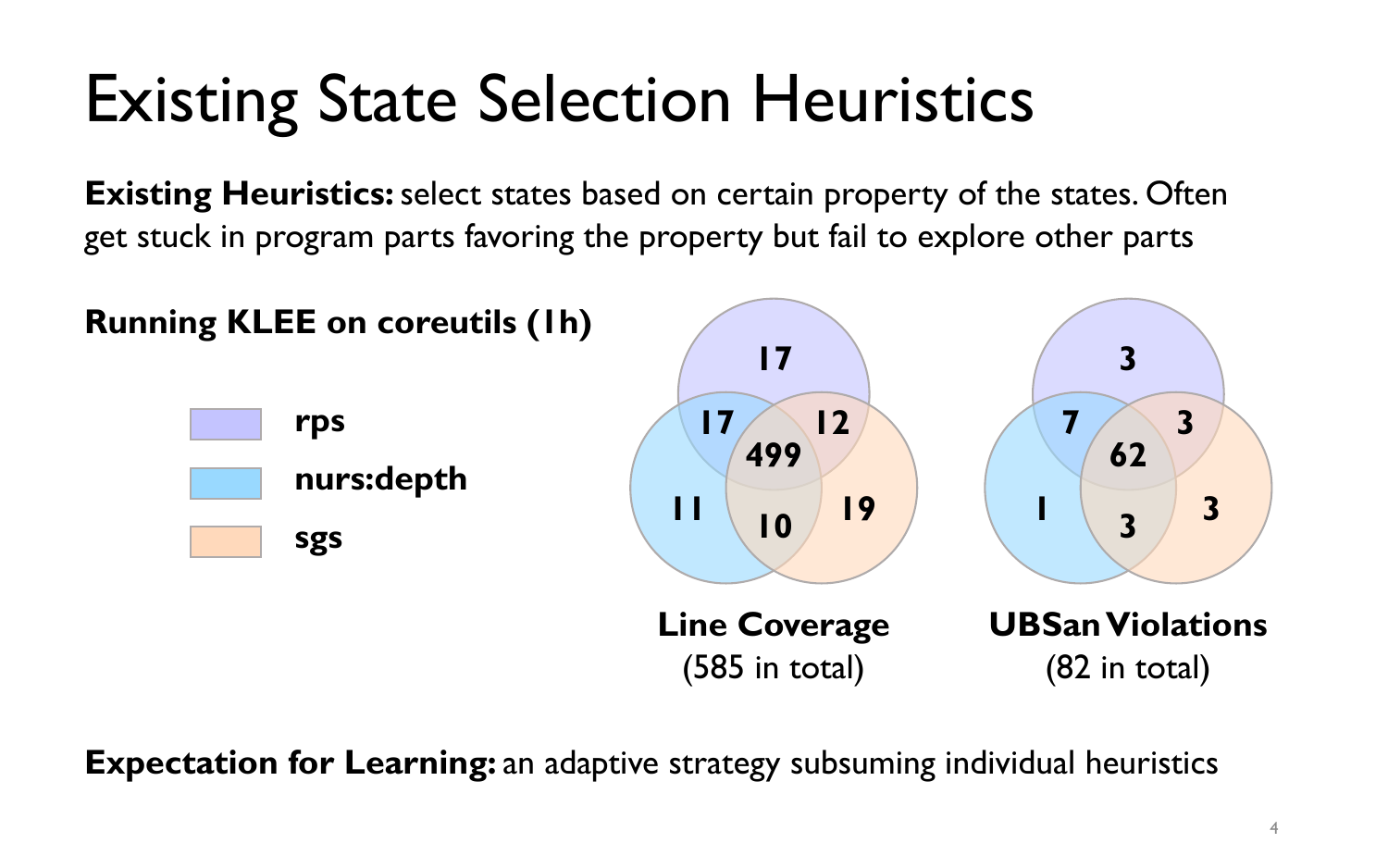# Existing State Selection Heuristics

**Existing Heuristics:** select states based on certain property of the states. Often get stuck in program parts favoring the property but fail to explore other parts

**Running KLEE on coreutils (1h)**

- rps
- nurs:depth
- sgs

**Line Coverage** (585 in total)

| Region | Count |
|---|---|
| rps only | 17 |
| nurs:depth only | 11 |
| sgs only | 19 |
| rps ∩ nurs:depth | 17 |
| rps ∩ sgs | 12 |
| nurs:depth ∩ sgs | 10 |
| rps ∩ nurs:depth ∩ sgs | 499 |

**UBSan Violations** (82 in total)

| Region | Count |
|---|---|
| rps only | 3 |
| nurs:depth only | 1 |
| sgs only | 3 |
| rps ∩ nurs:depth | 7 |
| rps ∩ sgs | 3 |
| nurs:depth ∩ sgs | 3 |
| rps ∩ nurs:depth ∩ sgs | 62 |

**Expectation for Learning:** an adaptive strategy subsuming individual heuristics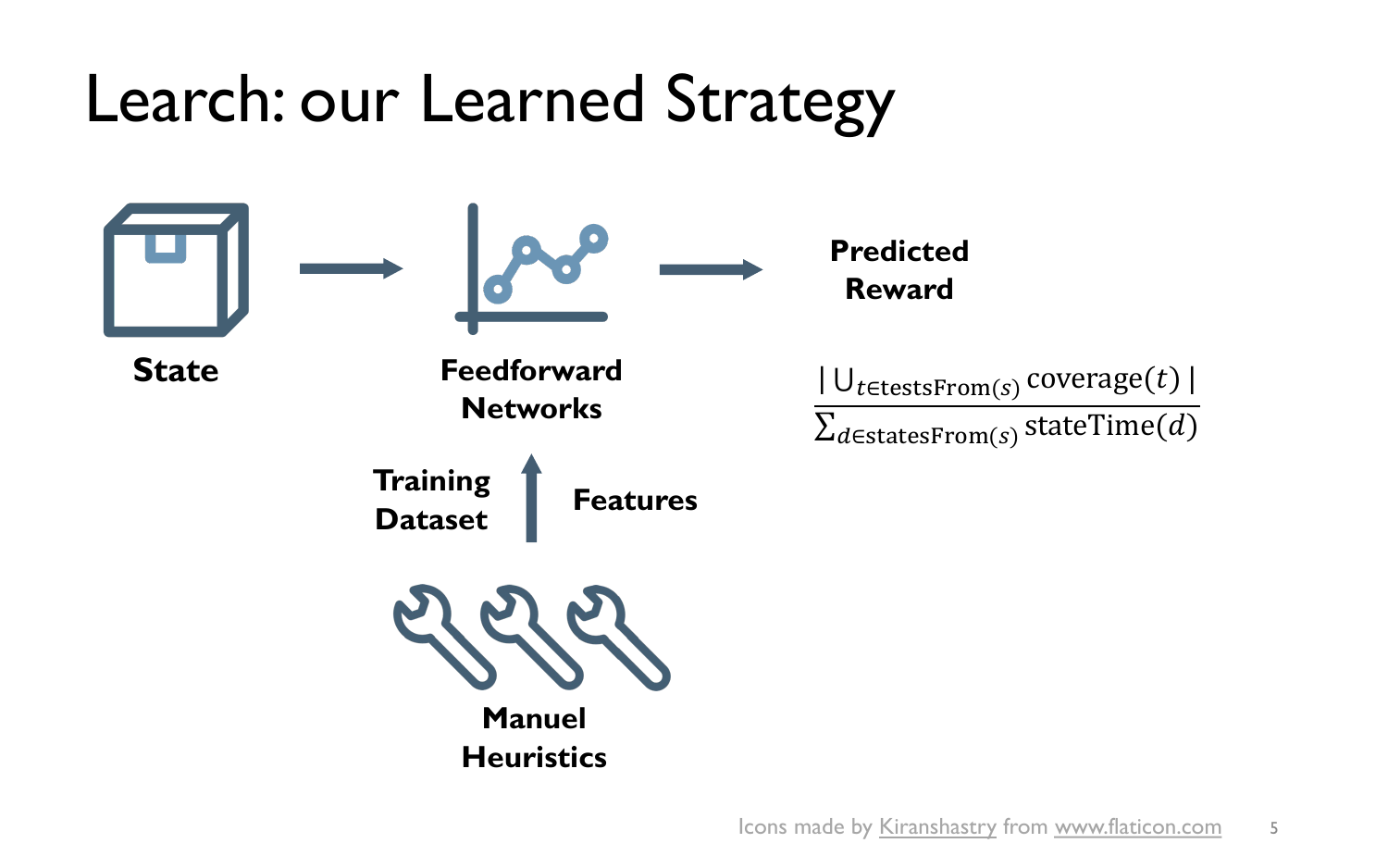# Learch: our Learned Strategy

**State** → **Feedforward Networks** → **Predicted Reward**

$$\frac{|\bigcup_{t \in \text{testsFrom}(s)} \text{coverage}(t)|}{\sum_{d \in \text{statesFrom}(s)} \text{stateTime}(d)}$$

**Training Dataset** ↑ **Features**

**Manuel Heuristics**

Icons made by Kiranshastry from www.flaticon.com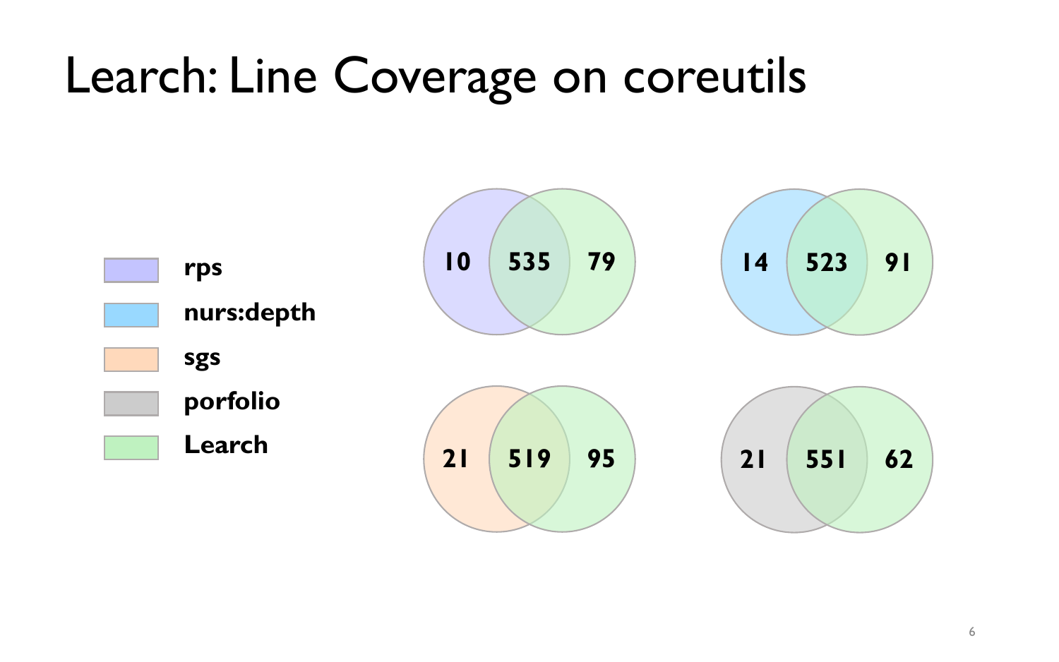# Learch: Line Coverage on coreutils

- **rps**
- **nurs:depth**
- **sgs**
- **porfolio**
- **Learch**

| Comparison | Only other | Both | Only Learch |
|---|---|---|---|
| rps vs Learch | 10 | 535 | 79 |
| nurs:depth vs Learch | 14 | 523 | 91 |
| sgs vs Learch | 21 | 519 | 95 |
| porfolio vs Learch | 21 | 551 | 62 |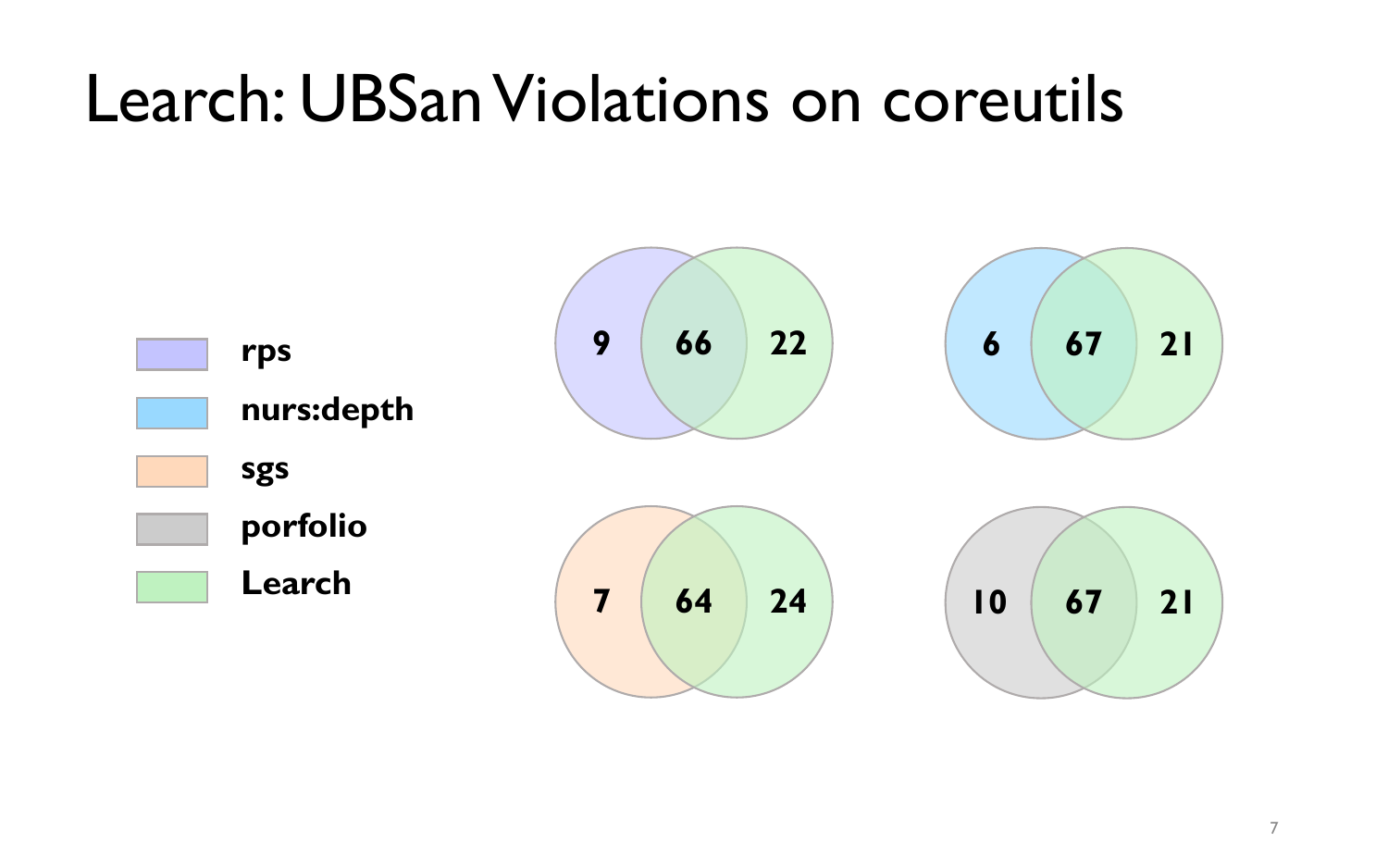# Learch: UBSan Violations on coreutils

- **rps**
- **nurs:depth**
- **sgs**
- **porfolio**
- **Learch**

| Comparison | Baseline only | Both | Learch only |
| --- | --- | --- | --- |
| rps vs. Learch | 9 | 66 | 22 |
| nurs:depth vs. Learch | 6 | 67 | 21 |
| sgs vs. Learch | 7 | 64 | 24 |
| porfolio vs. Learch | 10 | 67 | 21 |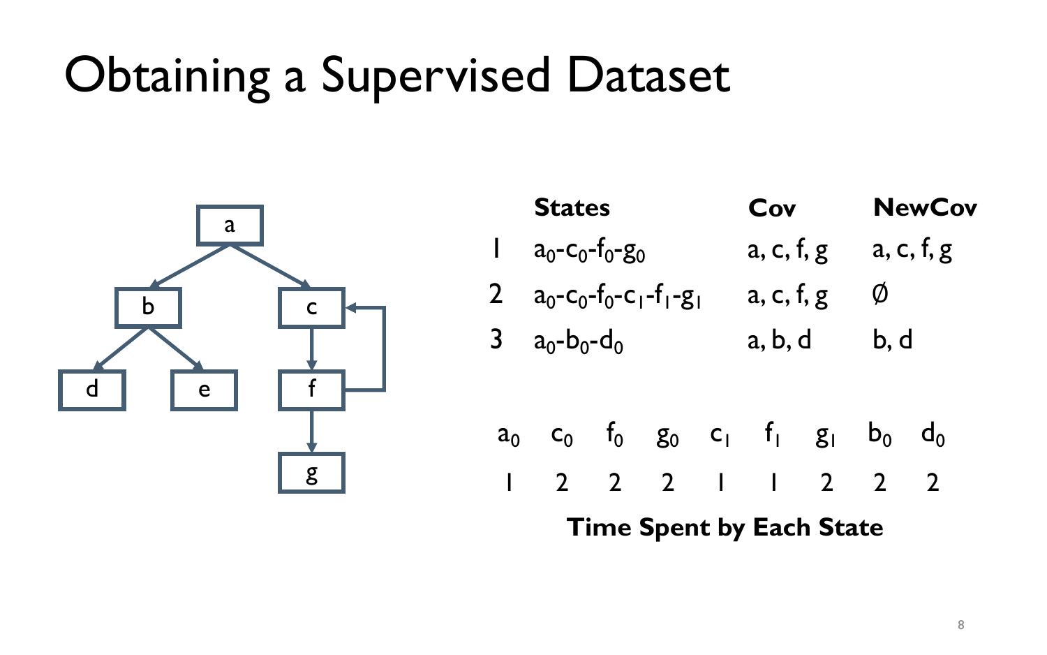# Obtaining a Supervised Dataset

|   | States | Cov | NewCov |
|---|---|---|---|
| 1 | $a_0$-$c_0$-$f_0$-$g_0$ | a, c, f, g | a, c, f, g |
| 2 | $a_0$-$c_0$-$f_0$-$c_1$-$f_1$-$g_1$ | a, c, f, g | ∅ |
| 3 | $a_0$-$b_0$-$d_0$ | a, b, d | b, d |

| $a_0$ | $c_0$ | $f_0$ | $g_0$ | $c_1$ | $f_1$ | $g_1$ | $b_0$ | $d_0$ |
|---|---|---|---|---|---|---|---|---|
| 1 | 2 | 2 | 2 | 1 | 1 | 2 | 2 | 2 |

**Time Spent by Each State**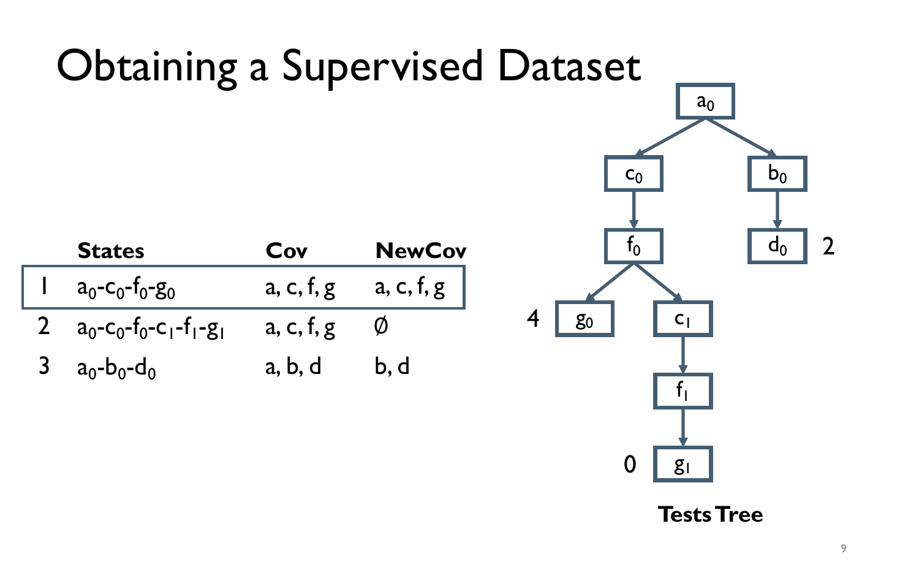# Obtaining a Supervised Dataset

| | States | Cov | NewCov |
|---|---|---|---|
| 1 | $a_0$-$c_0$-$f_0$-$g_0$ | a, c, f, g | a, c, f, g |
| 2 | $a_0$-$c_0$-$f_0$-$c_1$-$f_1$-$g_1$ | a, c, f, g | ∅ |
| 3 | $a_0$-$b_0$-$d_0$ | a, b, d | b, d |

**Tests Tree**

- $a_0$
  - $c_0$
    - $f_0$
      - $g_0$ — 4
      - $c_1$
        - $f_1$
          - $g_1$ — 0
  - $b_0$
    - $d_0$ — 2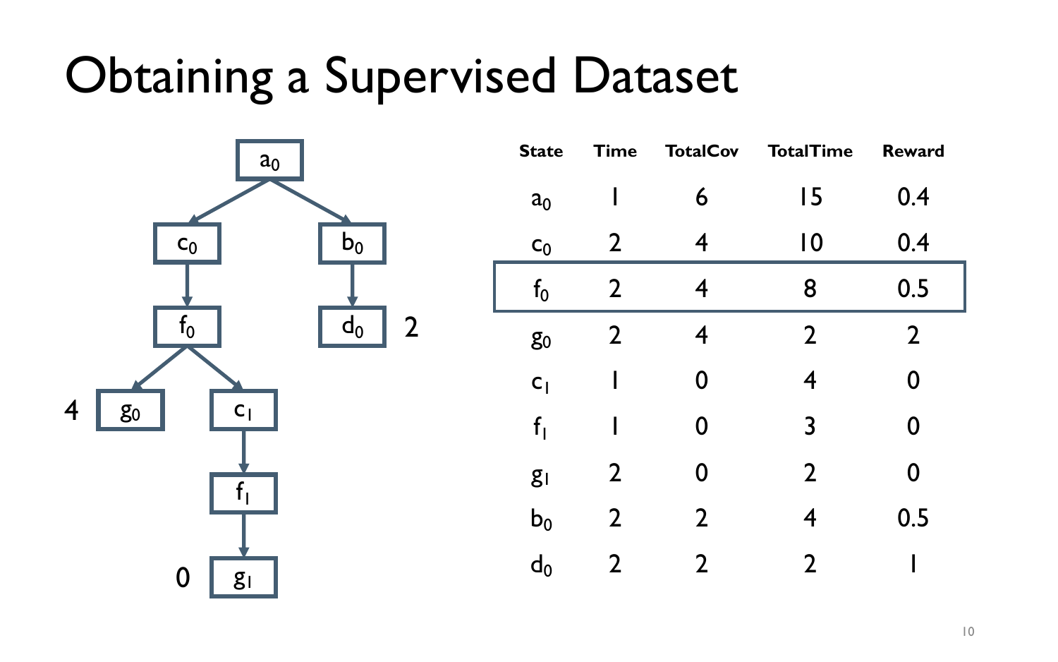# Obtaining a Supervised Dataset

| State | Time | TotalCov | TotalTime | Reward |
|---|---|---|---|---|
| $a_0$ | 1 | 6 | 15 | 0.4 |
| $c_0$ | 2 | 4 | 10 | 0.4 |
| $f_0$ | 2 | 4 | 8 | 0.5 |
| $g_0$ | 2 | 4 | 2 | 2 |
| $c_1$ | 1 | 0 | 4 | 0 |
| $f_1$ | 1 | 0 | 3 | 0 |
| $g_1$ | 2 | 0 | 2 | 0 |
| $b_0$ | 2 | 2 | 4 | 0.5 |
| $d_0$ | 2 | 2 | 2 | 1 |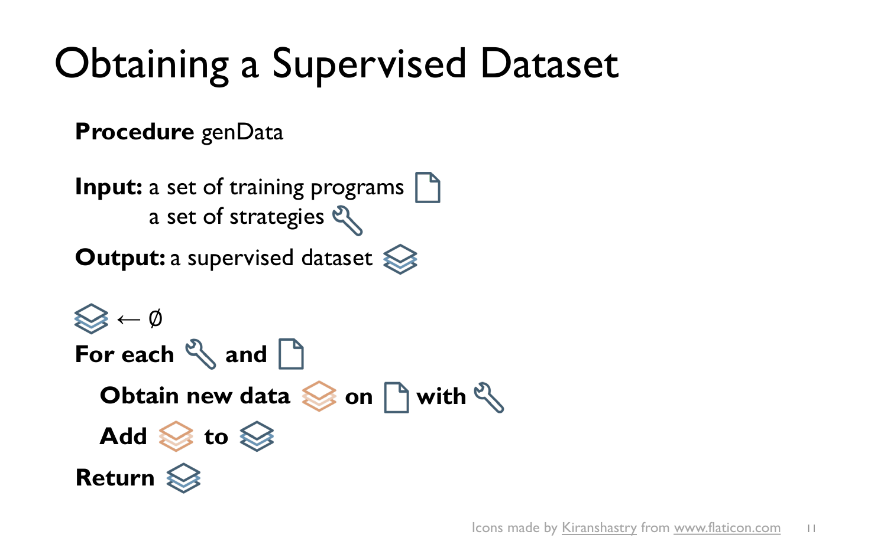# Obtaining a Supervised Dataset

**Procedure** genData

**Input:** a set of training programs
a set of strategies

**Output:** a supervised dataset

$\leftarrow \emptyset$

**For each** **and**

**Obtain new data** **on** **with**

**Add** **to**

**Return**

Icons made by Kiranshastry from www.flaticon.com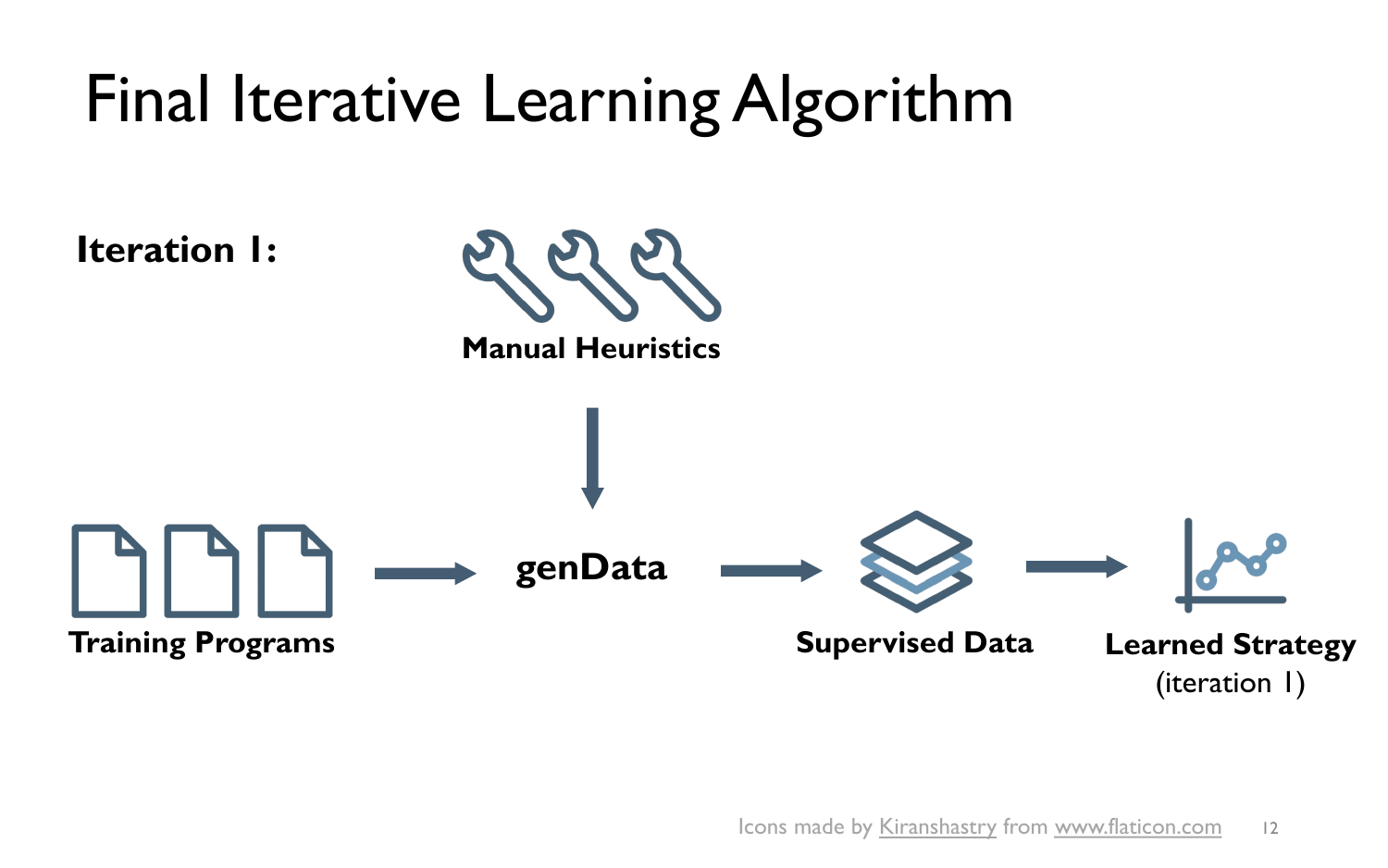# Final Iterative Learning Algorithm

**Iteration 1:**

**Manual Heuristics**

**Training Programs**

**genData**

**Supervised Data**

**Learned Strategy**
(iteration 1)

Icons made by Kiranshastry from www.flaticon.com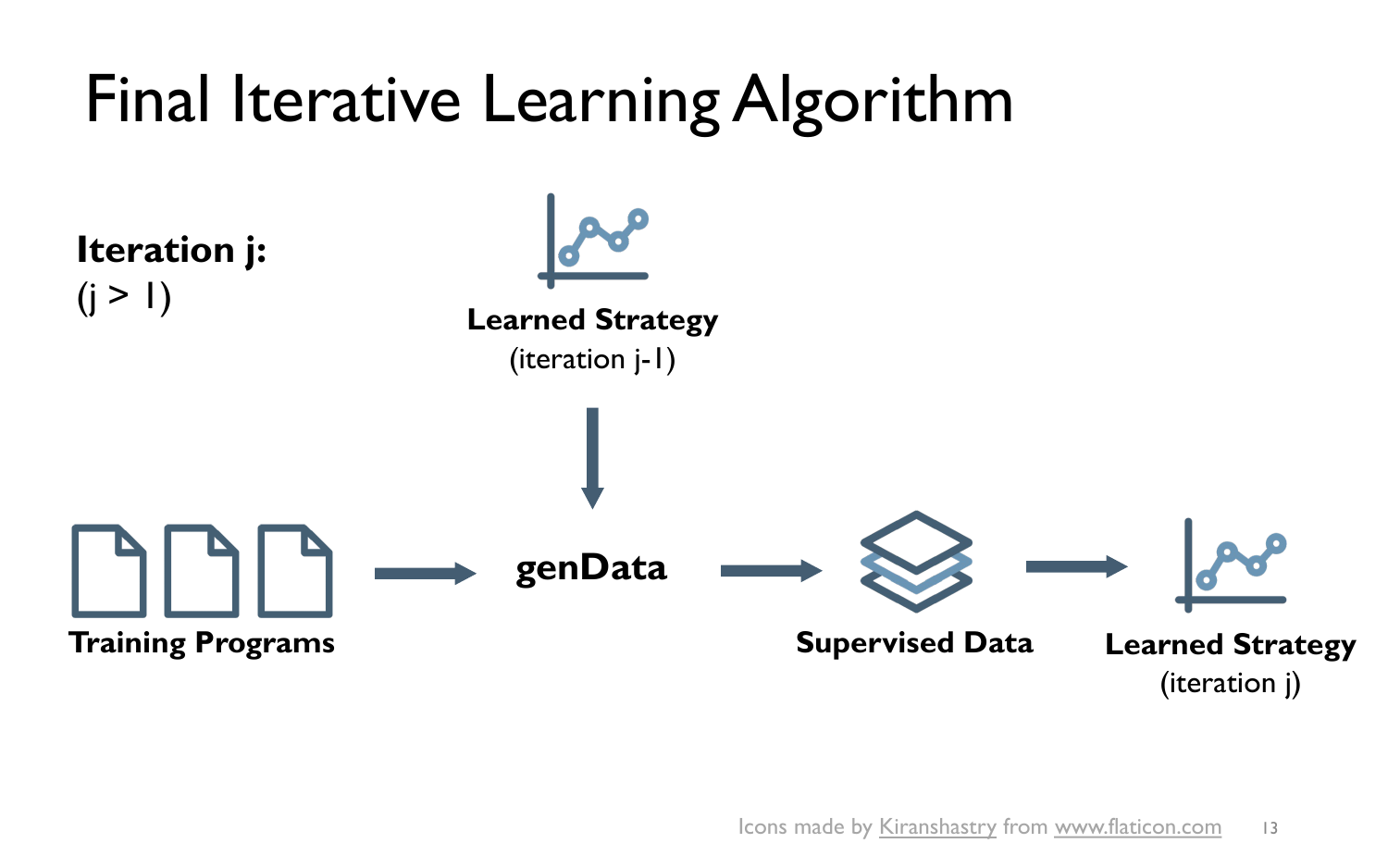# Final Iterative Learning Algorithm

**Iteration j:**
(j > 1)

**Learned Strategy**
(iteration j-1)

**Training Programs**

**genData**

**Supervised Data**

**Learned Strategy**
(iteration j)

Icons made by Kiranshastry from www.flaticon.com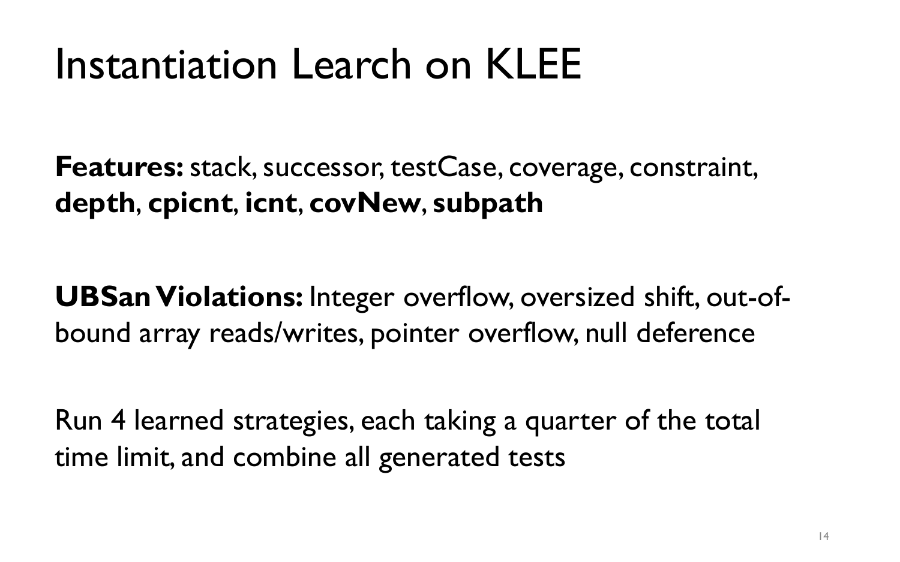# Instantiation Learch on KLEE

**Features:** stack, successor, testCase, coverage, constraint, **depth**, **cpicnt**, **icnt**, **covNew**, **subpath**

**UBSan Violations:** Integer overflow, oversized shift, out-of-bound array reads/writes, pointer overflow, null deference

Run 4 learned strategies, each taking a quarter of the total time limit, and combine all generated tests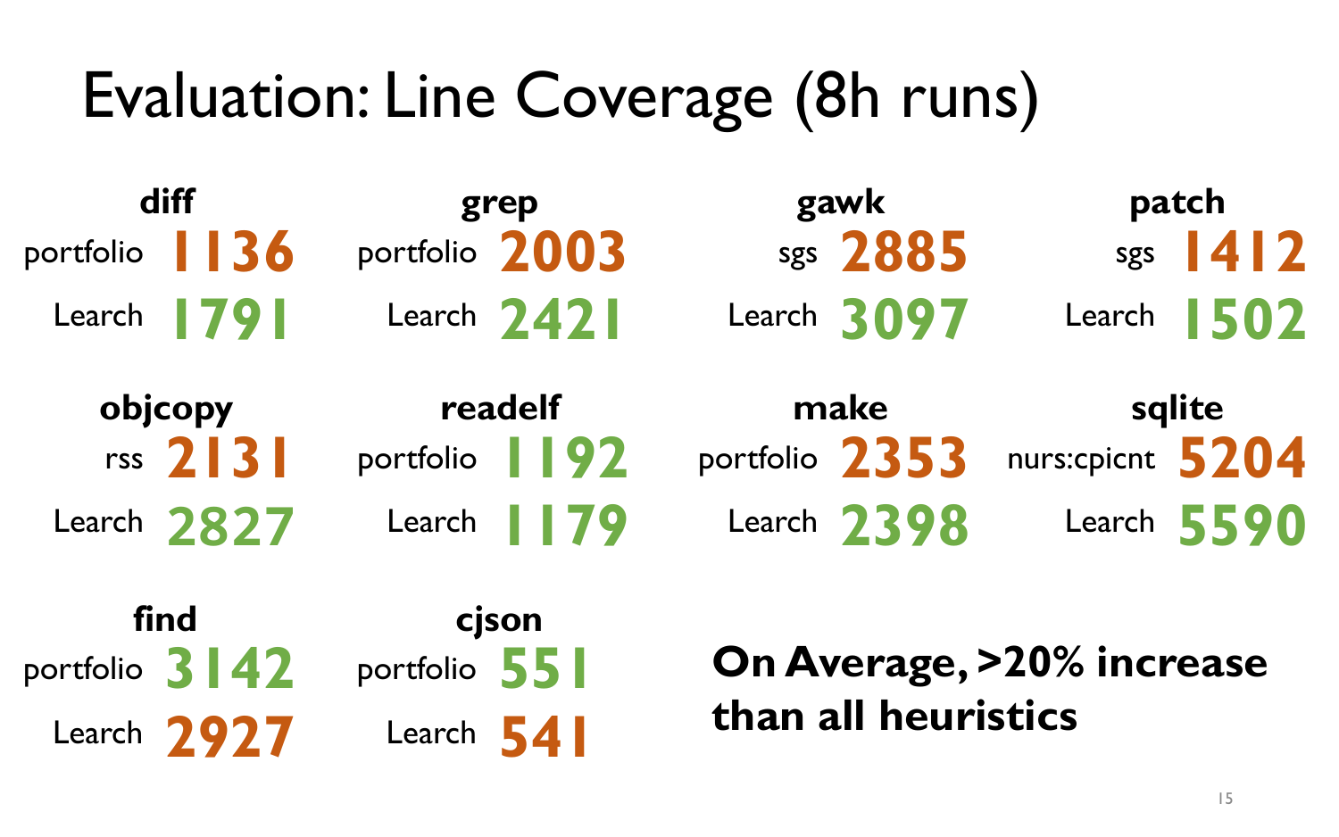# Evaluation: Line Coverage (8h runs)

| Program | Heuristic | Heuristic Coverage | Learch Coverage |
|---|---|---|---|
| diff | portfolio | 1136 | 1791 |
| grep | portfolio | 2003 | 2421 |
| gawk | sgs | 2885 | 3097 |
| patch | sgs | 1412 | 1502 |
| objcopy | rss | 2131 | 2827 |
| readelf | portfolio | 1192 | 1179 |
| make | portfolio | 2353 | 2398 |
| sqlite | nurs:cpicnt | 5204 | 5590 |
| find | portfolio | 3142 | 2927 |
| cjson | portfolio | 551 | 541 |

**On Average, >20% increase than all heuristics**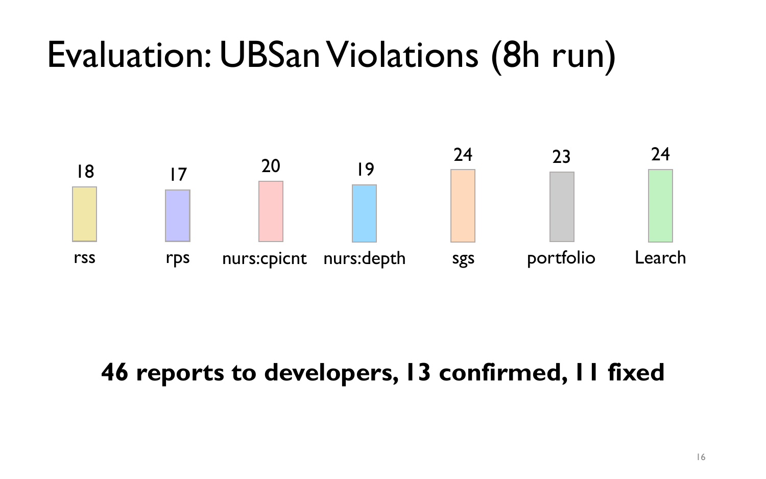# Evaluation: UBSan Violations (8h run)

| rss | rps | nurs:cpicnt | nurs:depth | sgs | portfolio | Learch |
|---|---|---|---|---|---|---|
| 18 | 17 | 20 | 19 | 24 | 23 | 24 |

**46 reports to developers, 13 confirmed, 11 fixed**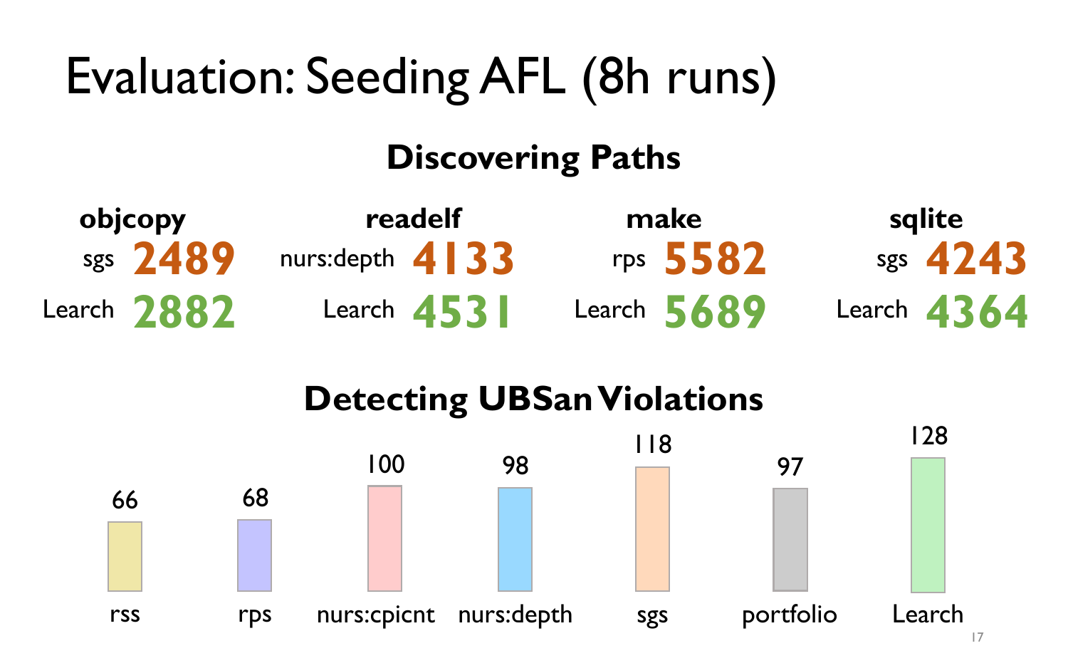# Evaluation: Seeding AFL (8h runs)

## Discovering Paths

| | objcopy | readelf | make | sqlite |
|---|---|---|---|---|
| Baseline | sgs 2489 | nurs:depth 4133 | rps 5582 | sgs 4243 |
| Learch | 2882 | 4531 | 5689 | 4364 |

## Detecting UBSan Violations

| rss | rps | nurs:cpicnt | nurs:depth | sgs | portfolio | Learch |
|---|---|---|---|---|---|---|
| 66 | 68 | 100 | 98 | 118 | 97 | 128 |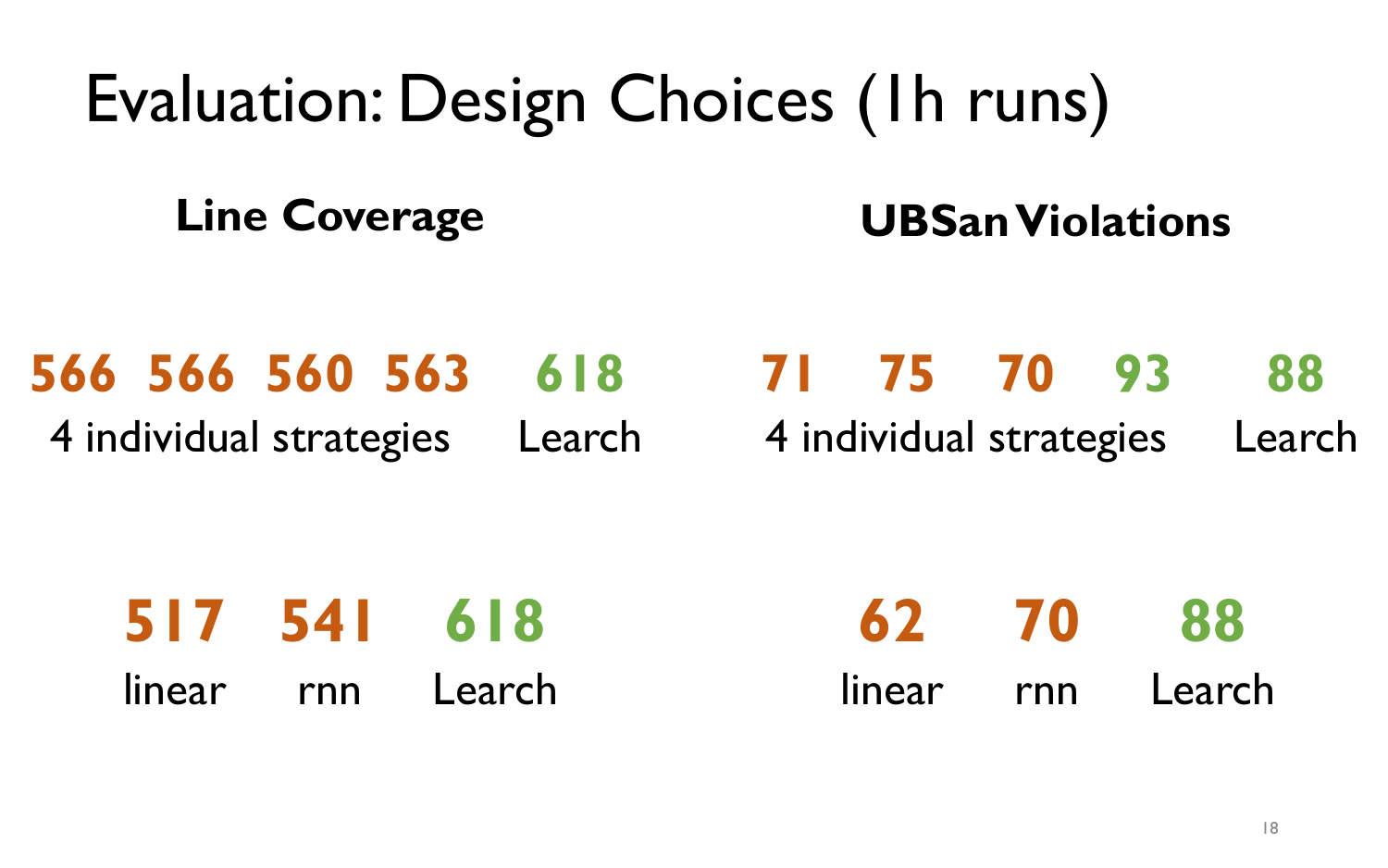# Evaluation: Design Choices (1h runs)

### Line Coverage

| | | | | |
|---|---|---|---|---|
| **566** | **566** | **560** | **563** | **618** |
| 4 individual strategies | | | | Learch |

| | | |
|---|---|---|
| **517** | **541** | **618** |
| linear | rnn | Learch |

### UBSan Violations

| | | | | |
|---|---|---|---|---|
| **71** | **75** | **70** | **93** | **88** |
| 4 individual strategies | | | | Learch |

| | | |
|---|---|---|
| **62** | **70** | **88** |
| linear | rnn | Learch |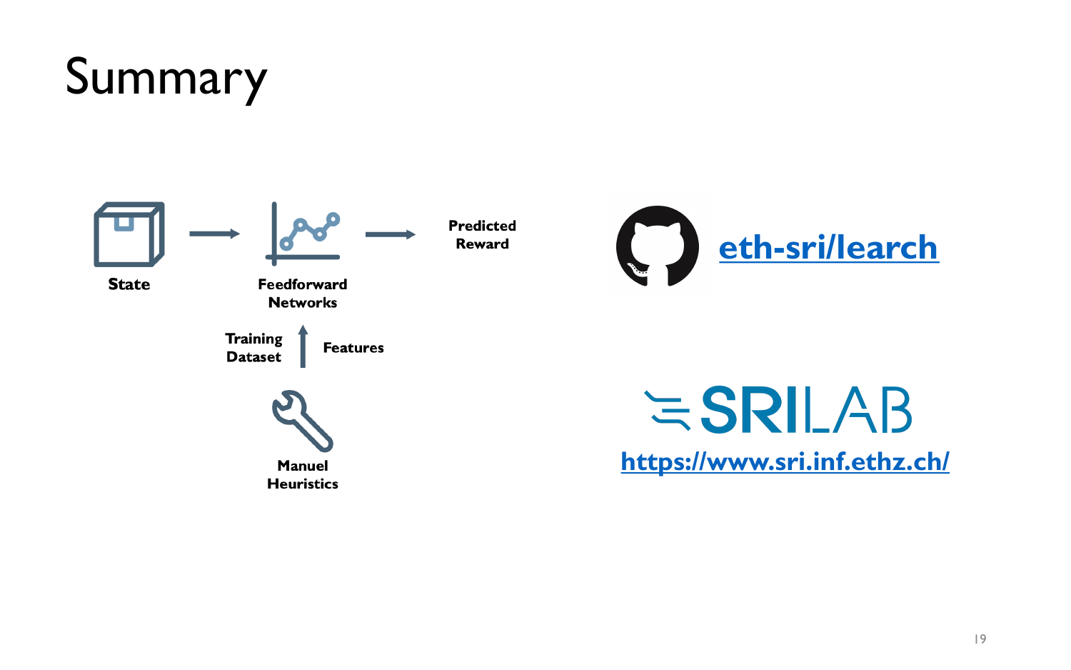# Summary

State

Feedforward Networks

Predicted Reward

Training Dataset

Features

Manuel Heuristics

eth-sri/learch

SRILAB

https://www.sri.inf.ethz.ch/